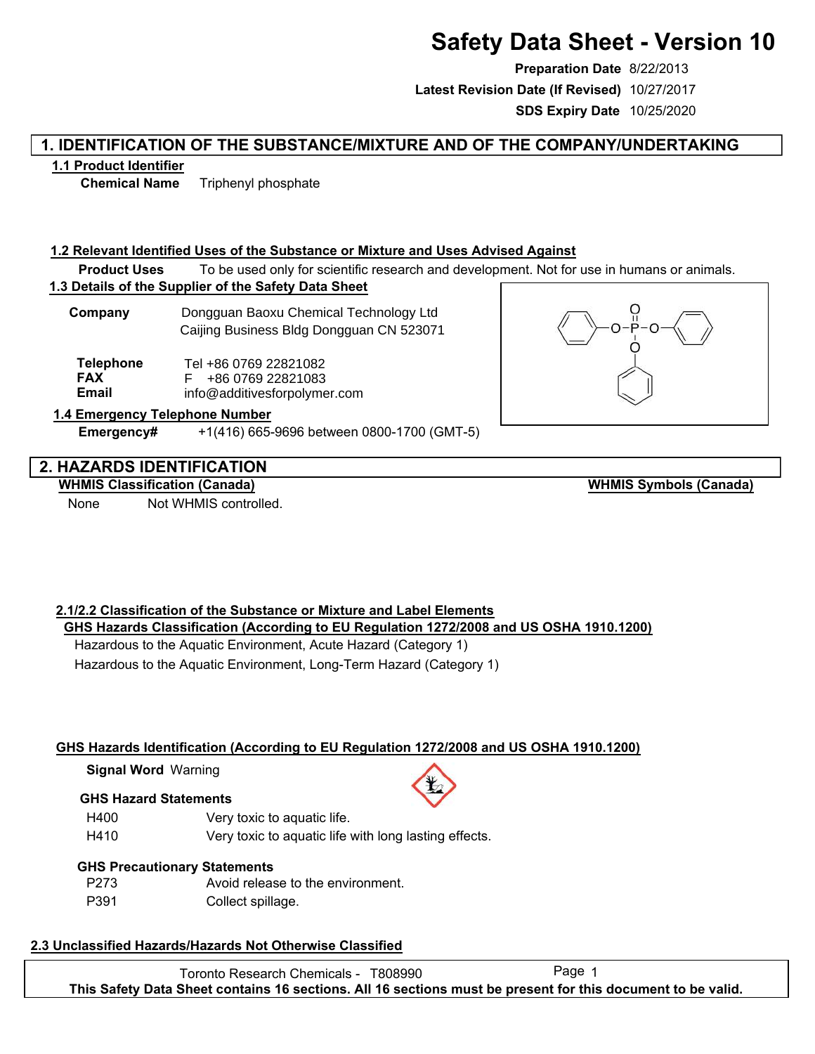# Safety Data Sheet - Version 10

**Preparation Date** 8/22/2013

**Latest Revision Date (If Revised)** 10/27/2017

**SDS Expiry Date** 10/25/2020

## 1. IDENTIFICATION OF THE SUBSTANCE/MIXTURE AND OF THE COMPANY/UNDERTAKING

### 1.1 Product Identifier

**Chemical Name** Triphenyl phosphate

### 1.2 Relevant Identified Uses of the Substance or Mixture and Uses Advised Against

**Product Uses** To be used only for scientific research and development. Not for use in humans or animals.

### 1.3 Details of the Supplier of the Safety Data Sheet

**Company** Dongguan Baoxu Chemical Technology Ltd
Caijing Business Bldg Dongguan CN 523071

**Telephone** Tel +86 0769 22821082
**FAX** F +86 0769 22821083
**Email** info@additivesforpolymer.com

### 1.4 Emergency Telephone Number

**Emergency#** +1(416) 665-9696 between 0800-1700 (GMT-5)

## 2. HAZARDS IDENTIFICATION

**WHMIS Classification (Canada)**

None Not WHMIS controlled.

**WHMIS Symbols (Canada)**

### 2.1/2.2 Classification of the Substance or Mixture and Label Elements

**GHS Hazards Classification (According to EU Regulation 1272/2008 and US OSHA 1910.1200)**

Hazardous to the Aquatic Environment, Acute Hazard (Category 1)
Hazardous to the Aquatic Environment, Long-Term Hazard (Category 1)

**GHS Hazards Identification (According to EU Regulation 1272/2008 and US OSHA 1910.1200)**

**Signal Word** Warning

**GHS Hazard Statements**

| | |
|---|---|
| H400 | Very toxic to aquatic life. |
| H410 | Very toxic to aquatic life with long lasting effects. |

**GHS Precautionary Statements**

| | |
|---|---|
| P273 | Avoid release to the environment. |
| P391 | Collect spillage. |

### 2.3 Unclassified Hazards/Hazards Not Otherwise Classified

Toronto Research Chemicals - T808990

**This Safety Data Sheet contains 16 sections. All 16 sections must be present for this document to be valid.**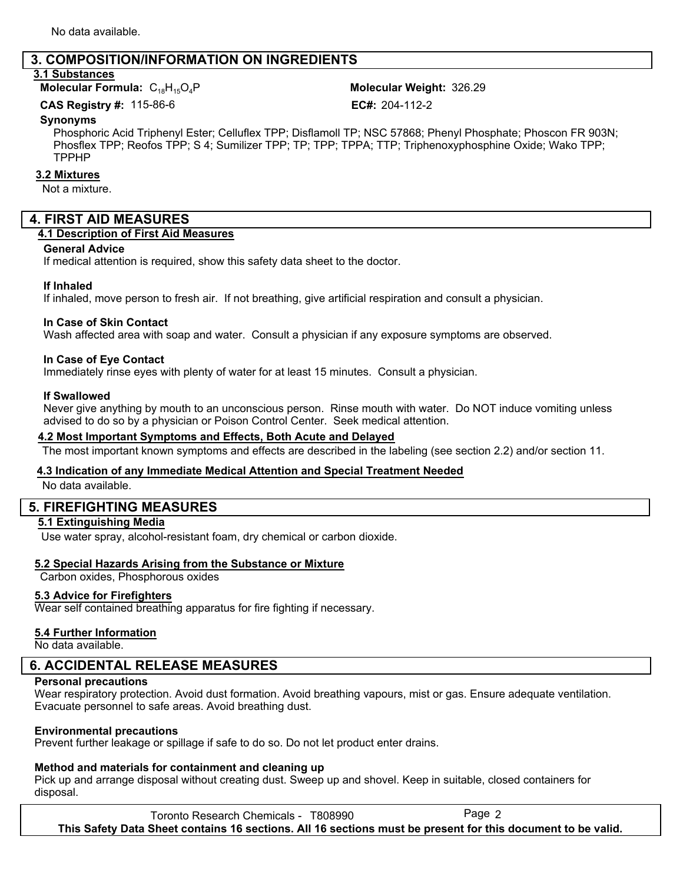No data available.

## 3. COMPOSITION/INFORMATION ON INGREDIENTS

### 3.1 Substances

**Molecular Formula:** $C_{18}H_{15}O_4P$

**Molecular Weight:** 326.29

**CAS Registry #:** 115-86-6

**EC#:** 204-112-2

**Synonyms**

Phosphoric Acid Triphenyl Ester; Celluflex TPP; Disflamoll TP; NSC 57868; Phenyl Phosphate; Phoscon FR 903N; Phosflex TPP; Reofos TPP; S 4; Sumilizer TPP; TP; TPP; TPPA; TTP; Triphenoxyphosphine Oxide; Wako TPP; TPPHP

### 3.2 Mixtures

Not a mixture.

## 4. FIRST AID MEASURES

### 4.1 Description of First Aid Measures

**General Advice**

If medical attention is required, show this safety data sheet to the doctor.

**If Inhaled**

If inhaled, move person to fresh air. If not breathing, give artificial respiration and consult a physician.

**In Case of Skin Contact**

Wash affected area with soap and water. Consult a physician if any exposure symptoms are observed.

**In Case of Eye Contact**

Immediately rinse eyes with plenty of water for at least 15 minutes. Consult a physician.

**If Swallowed**

Never give anything by mouth to an unconscious person. Rinse mouth with water. Do NOT induce vomiting unless advised to do so by a physician or Poison Control Center. Seek medical attention.

### 4.2 Most Important Symptoms and Effects, Both Acute and Delayed

The most important known symptoms and effects are described in the labeling (see section 2.2) and/or section 11.

### 4.3 Indication of any Immediate Medical Attention and Special Treatment Needed

No data available.

## 5. FIREFIGHTING MEASURES

### 5.1 Extinguishing Media

Use water spray, alcohol-resistant foam, dry chemical or carbon dioxide.

### 5.2 Special Hazards Arising from the Substance or Mixture

Carbon oxides, Phosphorous oxides

### 5.3 Advice for Firefighters

Wear self contained breathing apparatus for fire fighting if necessary.

### 5.4 Further Information

No data available.

## 6. ACCIDENTAL RELEASE MEASURES

**Personal precautions**

Wear respiratory protection. Avoid dust formation. Avoid breathing vapours, mist or gas. Ensure adequate ventilation. Evacuate personnel to safe areas. Avoid breathing dust.

**Environmental precautions**

Prevent further leakage or spillage if safe to do so. Do not let product enter drains.

**Method and materials for containment and cleaning up**

Pick up and arrange disposal without creating dust. Sweep up and shovel. Keep in suitable, closed containers for disposal.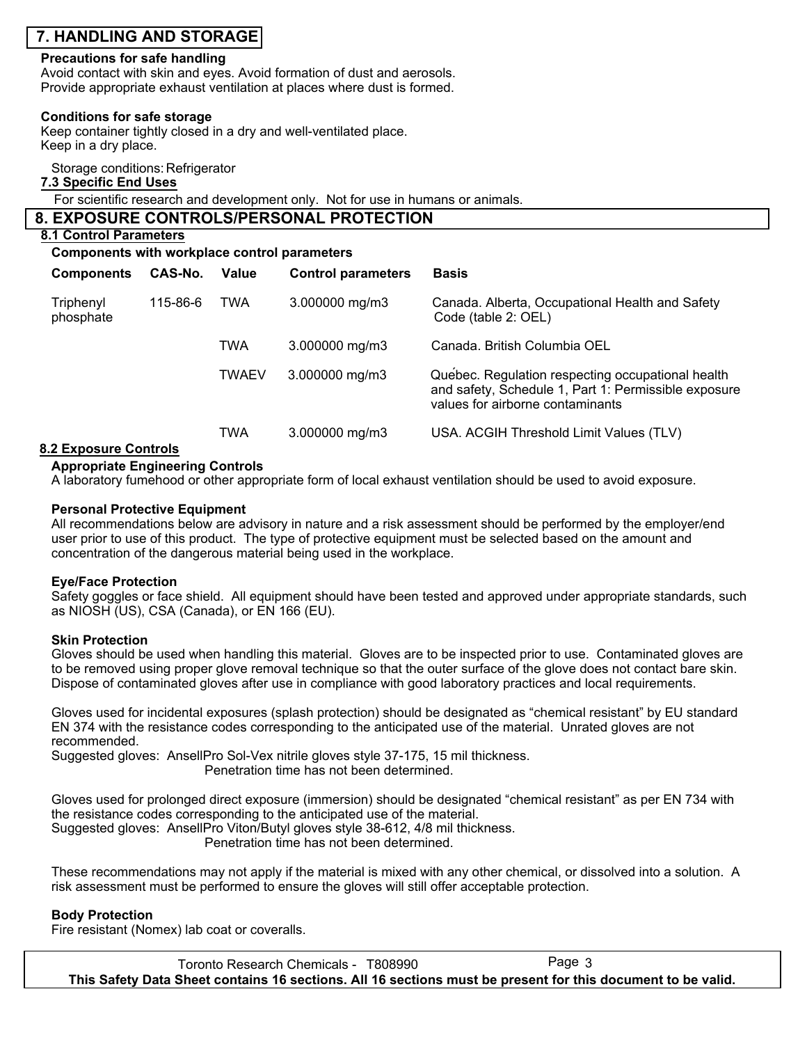## 7. HANDLING AND STORAGE

**Precautions for safe handling**
Avoid contact with skin and eyes. Avoid formation of dust and aerosols.
Provide appropriate exhaust ventilation at places where dust is formed.

**Conditions for safe storage**
Keep container tightly closed in a dry and well-ventilated place.
Keep in a dry place.

Storage conditions: Refrigerator

### 7.3 Specific End Uses

For scientific research and development only. Not for use in humans or animals.

## 8. EXPOSURE CONTROLS/PERSONAL PROTECTION

### 8.1 Control Parameters

**Components with workplace control parameters**

| Components | CAS-No. | Value | Control parameters | Basis |
|---|---|---|---|---|
| Triphenyl phosphate | 115-86-6 | TWA | 3.000000 mg/m3 | Canada. Alberta, Occupational Health and Safety Code (table 2: OEL) |
| | | TWA | 3.000000 mg/m3 | Canada. British Columbia OEL |
| | | TWAEV | 3.000000 mg/m3 | Québec. Regulation respecting occupational health and safety, Schedule 1, Part 1: Permissible exposure values for airborne contaminants |
| | | TWA | 3.000000 mg/m3 | USA. ACGIH Threshold Limit Values (TLV) |

### 8.2 Exposure Controls

**Appropriate Engineering Controls**
A laboratory fumehood or other appropriate form of local exhaust ventilation should be used to avoid exposure.

**Personal Protective Equipment**
All recommendations below are advisory in nature and a risk assessment should be performed by the employer/end user prior to use of this product. The type of protective equipment must be selected based on the amount and concentration of the dangerous material being used in the workplace.

**Eye/Face Protection**
Safety goggles or face shield. All equipment should have been tested and approved under appropriate standards, such as NIOSH (US), CSA (Canada), or EN 166 (EU).

**Skin Protection**
Gloves should be used when handling this material. Gloves are to be inspected prior to use. Contaminated gloves are to be removed using proper glove removal technique so that the outer surface of the glove does not contact bare skin. Dispose of contaminated gloves after use in compliance with good laboratory practices and local requirements.

Gloves used for incidental exposures (splash protection) should be designated as "chemical resistant" by EU standard EN 374 with the resistance codes corresponding to the anticipated use of the material. Unrated gloves are not recommended.
Suggested gloves: AnsellPro Sol-Vex nitrile gloves style 37-175, 15 mil thickness.
Penetration time has not been determined.

Gloves used for prolonged direct exposure (immersion) should be designated "chemical resistant" as per EN 734 with the resistance codes corresponding to the anticipated use of the material.
Suggested gloves: AnsellPro Viton/Butyl gloves style 38-612, 4/8 mil thickness.
Penetration time has not been determined.

These recommendations may not apply if the material is mixed with any other chemical, or dissolved into a solution. A risk assessment must be performed to ensure the gloves will still offer acceptable protection.

**Body Protection**
Fire resistant (Nomex) lab coat or coveralls.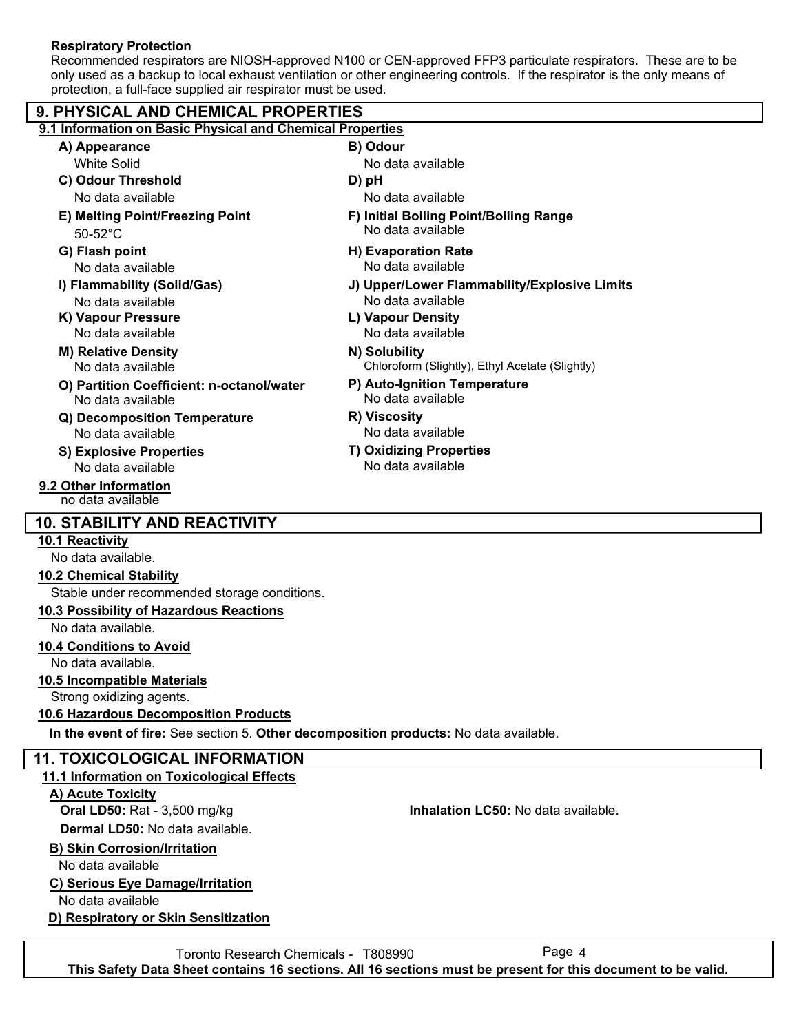**Respiratory Protection**

Recommended respirators are NIOSH-approved N100 or CEN-approved FFP3 particulate respirators. These are to be only used as a backup to local exhaust ventilation or other engineering controls. If the respirator is the only means of protection, a full-face supplied air respirator must be used.

## 9. PHYSICAL AND CHEMICAL PROPERTIES

### 9.1 Information on Basic Physical and Chemical Properties

**A) Appearance**
White Solid

**B) Odour**
No data available

**C) Odour Threshold**
No data available

**D) pH**
No data available

**E) Melting Point/Freezing Point**
50-52°C

**F) Initial Boiling Point/Boiling Range**
No data available

**G) Flash point**
No data available

**H) Evaporation Rate**
No data available

**I) Flammability (Solid/Gas)**
No data available

**J) Upper/Lower Flammability/Explosive Limits**
No data available

**K) Vapour Pressure**
No data available

**L) Vapour Density**
No data available

**M) Relative Density**
No data available

**N) Solubility**
Chloroform (Slightly), Ethyl Acetate (Slightly)

**O) Partition Coefficient: n-octanol/water**
No data available

**P) Auto-Ignition Temperature**
No data available

**Q) Decomposition Temperature**
No data available

**R) Viscosity**
No data available

**S) Explosive Properties**
No data available

**T) Oxidizing Properties**
No data available

### 9.2 Other Information

no data available

## 10. STABILITY AND REACTIVITY

### 10.1 Reactivity

No data available.

### 10.2 Chemical Stability

Stable under recommended storage conditions.

### 10.3 Possibility of Hazardous Reactions

No data available.

### 10.4 Conditions to Avoid

No data available.

### 10.5 Incompatible Materials

Strong oxidizing agents.

### 10.6 Hazardous Decomposition Products

**In the event of fire:** See section 5. **Other decomposition products:** No data available.

## 11. TOXICOLOGICAL INFORMATION

### 11.1 Information on Toxicological Effects

**A) Acute Toxicity**

**Oral LD50:** Rat - 3,500 mg/kg

**Inhalation LC50:** No data available.

**Dermal LD50:** No data available.

**B) Skin Corrosion/Irritation**

No data available

**C) Serious Eye Damage/Irritation**

No data available

**D) Respiratory or Skin Sensitization**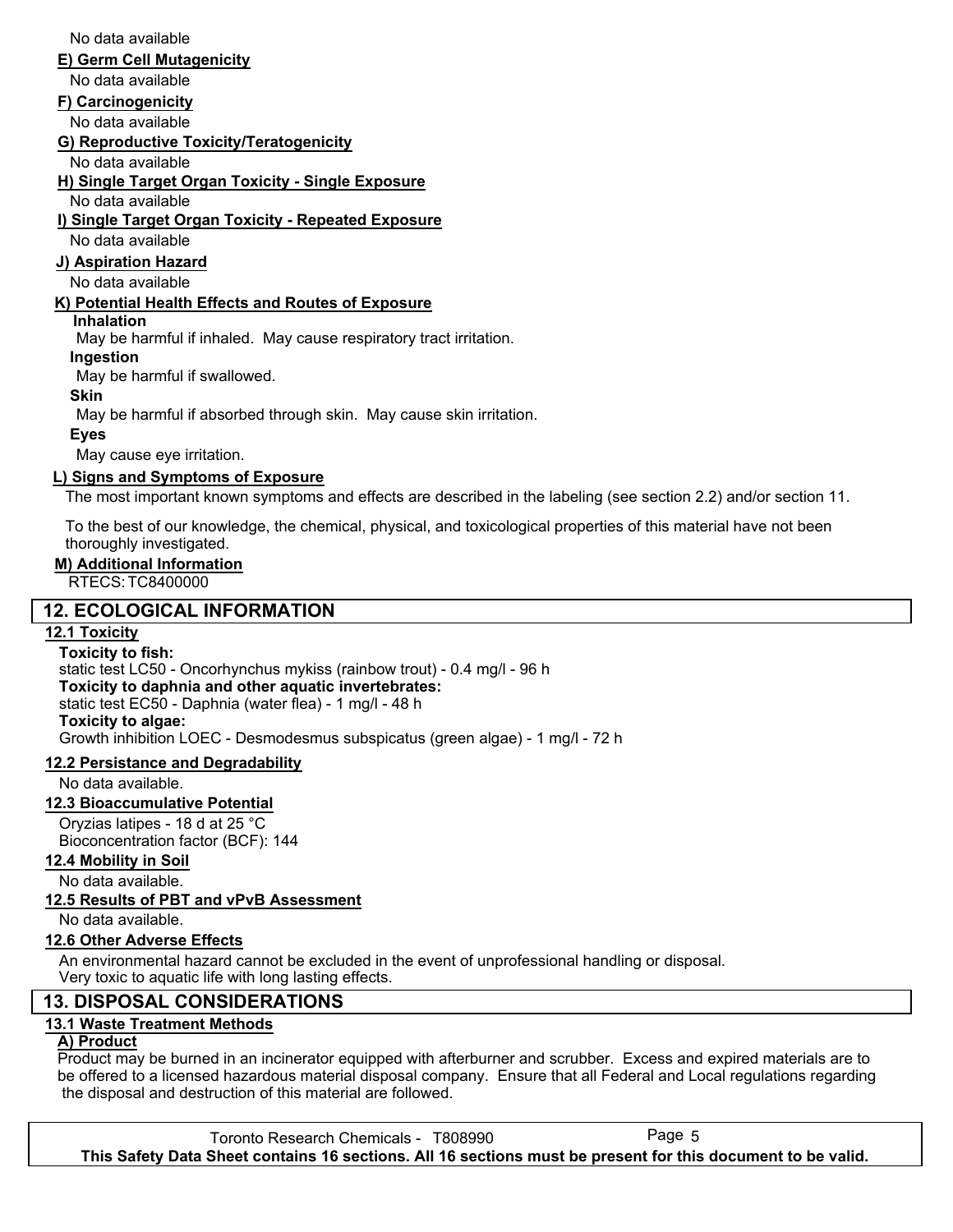No data available

**E) Germ Cell Mutagenicity**

No data available

**F) Carcinogenicity**

No data available

**G) Reproductive Toxicity/Teratogenicity**

No data available

**H) Single Target Organ Toxicity - Single Exposure**

No data available

**I) Single Target Organ Toxicity - Repeated Exposure**

No data available

**J) Aspiration Hazard**

No data available

**K) Potential Health Effects and Routes of Exposure**

**Inhalation**

May be harmful if inhaled. May cause respiratory tract irritation.

**Ingestion**

May be harmful if swallowed.

**Skin**

May be harmful if absorbed through skin. May cause skin irritation.

**Eyes**

May cause eye irritation.

**L) Signs and Symptoms of Exposure**

The most important known symptoms and effects are described in the labeling (see section 2.2) and/or section 11.

To the best of our knowledge, the chemical, physical, and toxicological properties of this material have not been thoroughly investigated.

**M) Additional Information**

RTECS: TC8400000

## 12. ECOLOGICAL INFORMATION

**12.1 Toxicity**

**Toxicity to fish:**

static test LC50 - Oncorhynchus mykiss (rainbow trout) - 0.4 mg/l - 96 h

**Toxicity to daphnia and other aquatic invertebrates:**

static test EC50 - Daphnia (water flea) - 1 mg/l - 48 h

**Toxicity to algae:**

Growth inhibition LOEC - Desmodesmus subspicatus (green algae) - 1 mg/l - 72 h

**12.2 Persistance and Degradability**

No data available.

**12.3 Bioaccumulative Potential**

Oryzias latipes - 18 d at 25 °C
Bioconcentration factor (BCF): 144

**12.4 Mobility in Soil**

No data available.

**12.5 Results of PBT and vPvB Assessment**

No data available.

**12.6 Other Adverse Effects**

An environmental hazard cannot be excluded in the event of unprofessional handling or disposal.
Very toxic to aquatic life with long lasting effects.

## 13. DISPOSAL CONSIDERATIONS

**13.1 Waste Treatment Methods**

**A) Product**

Product may be burned in an incinerator equipped with afterburner and scrubber. Excess and expired materials are to be offered to a licensed hazardous material disposal company. Ensure that all Federal and Local regulations regarding the disposal and destruction of this material are followed.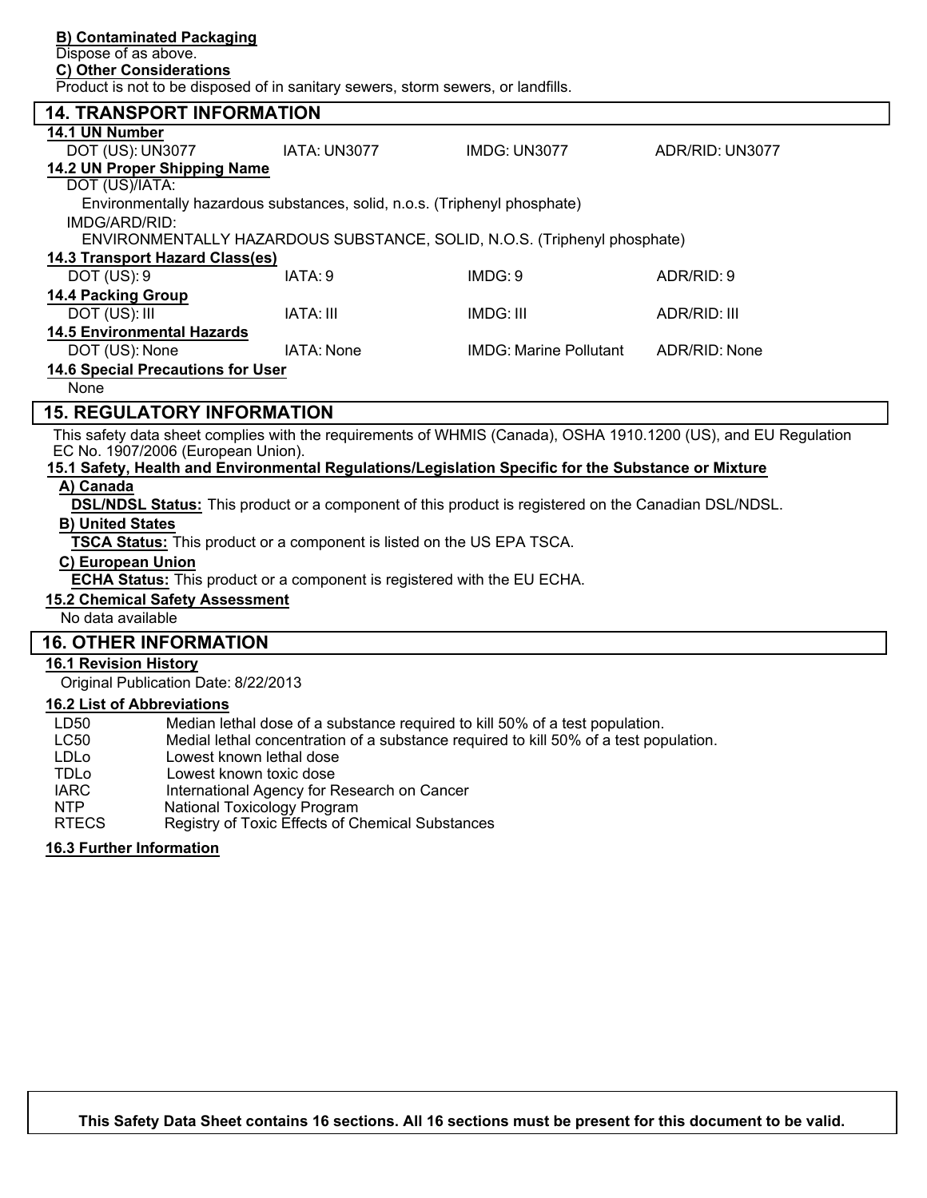**B) Contaminated Packaging**

Dispose of as above.

**C) Other Considerations**

Product is not to be disposed of in sanitary sewers, storm sewers, or landfills.

## 14. TRANSPORT INFORMATION

**14.1 UN Number**

| | | | |
|---|---|---|---|
| DOT (US): UN3077 | IATA: UN3077 | IMDG: UN3077 | ADR/RID: UN3077 |

**14.2 UN Proper Shipping Name**

DOT (US)/IATA:

Environmentally hazardous substances, solid, n.o.s. (Triphenyl phosphate)

IMDG/ARD/RID:

ENVIRONMENTALLY HAZARDOUS SUBSTANCE, SOLID, N.O.S. (Triphenyl phosphate)

**14.3 Transport Hazard Class(es)**

| | | | |
|---|---|---|---|
| DOT (US): 9 | IATA: 9 | IMDG: 9 | ADR/RID: 9 |

**14.4 Packing Group**

| | | | |
|---|---|---|---|
| DOT (US): III | IATA: III | IMDG: III | ADR/RID: III |

**14.5 Environmental Hazards**

| | | | |
|---|---|---|---|
| DOT (US): None | IATA: None | IMDG: Marine Pollutant | ADR/RID: None |

**14.6 Special Precautions for User**

None

## 15. REGULATORY INFORMATION

This safety data sheet complies with the requirements of WHMIS (Canada), OSHA 1910.1200 (US), and EU Regulation EC No. 1907/2006 (European Union).

**15.1 Safety, Health and Environmental Regulations/Legislation Specific for the Substance or Mixture**

**A) Canada**

**DSL/NDSL Status:** This product or a component of this product is registered on the Canadian DSL/NDSL.

**B) United States**

**TSCA Status:** This product or a component is listed on the US EPA TSCA.

**C) European Union**

**ECHA Status:** This product or a component is registered with the EU ECHA.

**15.2 Chemical Safety Assessment**

No data available

## 16. OTHER INFORMATION

**16.1 Revision History**

Original Publication Date: 8/22/2013

**16.2 List of Abbreviations**

| | |
|---|---|
| LD50 | Median lethal dose of a substance required to kill 50% of a test population. |
| LC50 | Medial lethal concentration of a substance required to kill 50% of a test population. |
| LDLo | Lowest known lethal dose |
| TDLo | Lowest known toxic dose |
| IARC | International Agency for Research on Cancer |
| NTP | National Toxicology Program |
| RTECS | Registry of Toxic Effects of Chemical Substances |

**16.3 Further Information**

**This Safety Data Sheet contains 16 sections. All 16 sections must be present for this document to be valid.**